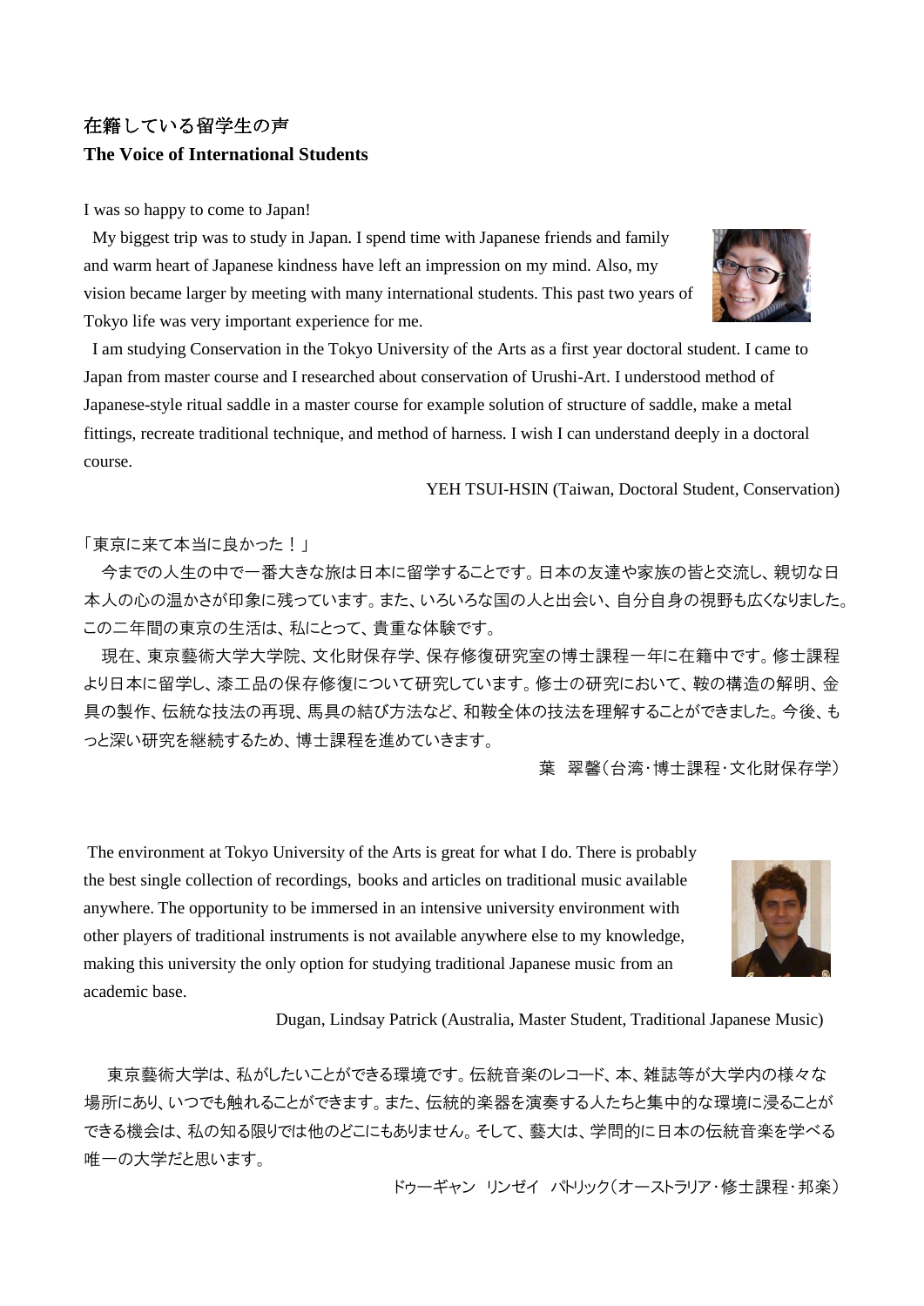## 在籍している留学生の声
## The Voice of International Students

I was so happy to come to Japan!

My biggest trip was to study in Japan. I spend time with Japanese friends and family and warm heart of Japanese kindness have left an impression on my mind. Also, my vision became larger by meeting with many international students. This past two years of Tokyo life was very important experience for me.

I am studying Conservation in the Tokyo University of the Arts as a first year doctoral student. I came to Japan from master course and I researched about conservation of Urushi-Art. I understood method of Japanese-style ritual saddle in a master course for example solution of structure of saddle, make a metal fittings, recreate traditional technique, and method of harness. I wish I can understand deeply in a doctoral course.

YEH TSUI-HSIN (Taiwan, Doctoral Student, Conservation)

「東京に来て本当に良かった！」

今までの人生の中で一番大きな旅は日本に留学することです。日本の友達や家族の皆と交流し、親切な日本人の心の温かさが印象に残っています。また、いろいろな国の人と出会い、自分自身の視野も広くなりました。この二年間の東京の生活は、私にとって、貴重な体験です。

現在、東京藝術大学大学院、文化財保存学、保存修復研究室の博士課程一年に在籍中です。修士課程より日本に留学し、漆工品の保存修復について研究しています。修士の研究において、鞍の構造の解明、金具の製作、伝統な技法の再現、馬具の結び方法など、和鞍全体の技法を理解することができました。今後、もっと深い研究を継続するため、博士課程を進めていきます。

葉　翠馨（台湾・博士課程・文化財保存学）

The environment at Tokyo University of the Arts is great for what I do. There is probably the best single collection of recordings, books and articles on traditional music available anywhere. The opportunity to be immersed in an intensive university environment with other players of traditional instruments is not available anywhere else to my knowledge, making this university the only option for studying traditional Japanese music from an academic base.

Dugan, Lindsay Patrick (Australia, Master Student, Traditional Japanese Music)

東京藝術大学は、私がしたいことができる環境です。伝統音楽のレコード、本、雑誌等が大学内の様々な場所にあり、いつでも触れることができます。また、伝統的楽器を演奏する人たちと集中的な環境に浸ることができる機会は、私の知る限りでは他のどこにもありません。そして、藝大は、学問的に日本の伝統音楽を学べる唯一の大学だと思います。

ドゥーギャン　リンゼイ　パトリック（オーストラリア・修士課程・邦楽）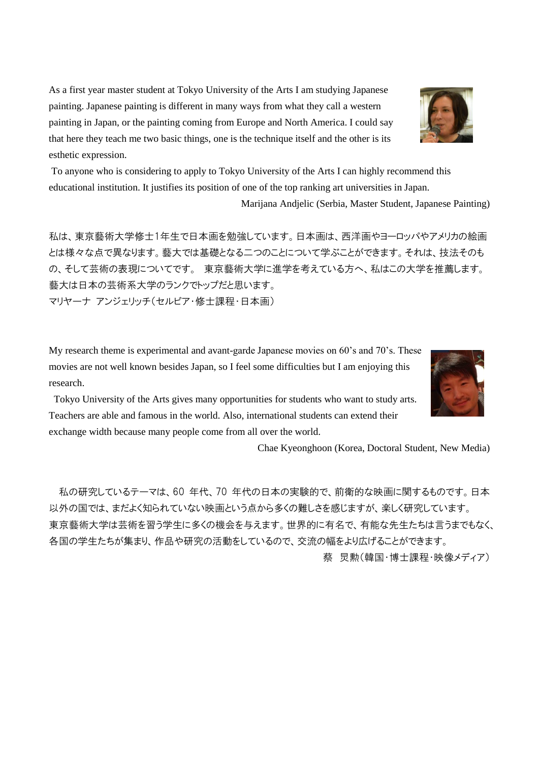As a first year master student at Tokyo University of the Arts I am studying Japanese painting. Japanese painting is different in many ways from what they call a western painting in Japan, or the painting coming from Europe and North America. I could say that here they teach me two basic things, one is the technique itself and the other is its esthetic expression.

To anyone who is considering to apply to Tokyo University of the Arts I can highly recommend this educational institution. It justifies its position of one of the top ranking art universities in Japan.

Marijana Andjelic (Serbia, Master Student, Japanese Painting)

私は、東京藝術大学修士1年生で日本画を勉強しています。日本画は、西洋画やヨーロッパやアメリカの絵画とは様々な点で異なります。藝大では基礎となる二つのことについて学ぶことができます。それは、技法そのもの、そして芸術の表現についてです。 東京藝術大学に進学を考えている方へ、私はこの大学を推薦します。藝大は日本の芸術系大学のランクでトップだと思います。

マリヤーナ アンジェリッチ（セルビア・修士課程・日本画）

My research theme is experimental and avant-garde Japanese movies on 60's and 70's. These movies are not well known besides Japan, so I feel some difficulties but I am enjoying this research.

Tokyo University of the Arts gives many opportunities for students who want to study arts. Teachers are able and famous in the world. Also, international students can extend their exchange width because many people come from all over the world.

Chae Kyeonghoon (Korea, Doctoral Student, New Media)

私の研究しているテーマは、60 年代、70 年代の日本の実験的で、前衛的な映画に関するものです。日本以外の国では、まだよく知られていない映画という点から多くの難しさを感じますが、楽しく研究しています。東京藝術大学は芸術を習う学生に多くの機会を与えます。世界的に有名で、有能な先生たちは言うまでもなく、各国の学生たちが集まり、作品や研究の活動をしているので、交流の幅をより広げることができます。

蔡 炅勲（韓国・博士課程・映像メディア）